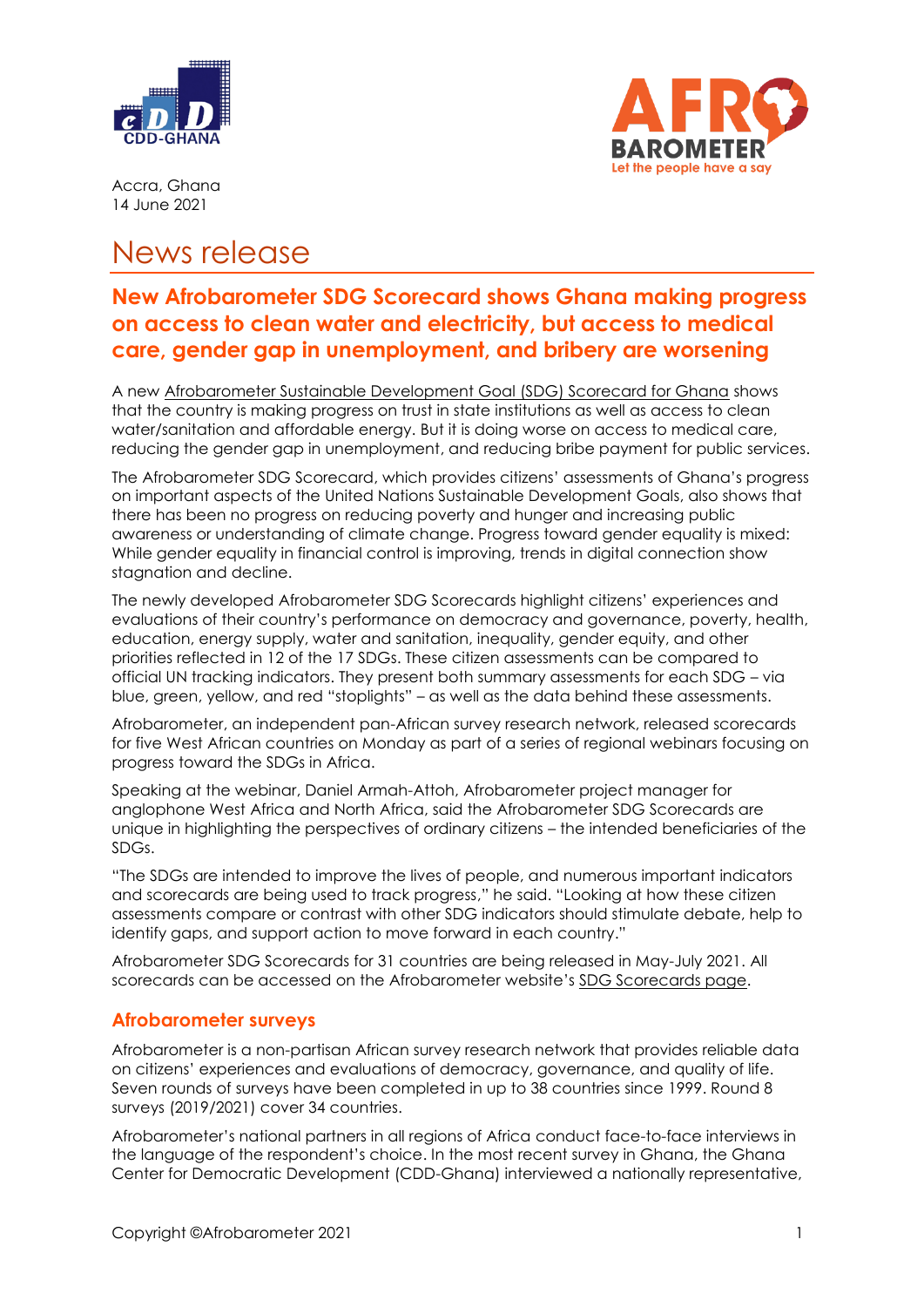Accra, Ghana
14 June 2021

# News release

## New Afrobarometer SDG Scorecard shows Ghana making progress on access to clean water and electricity, but access to medical care, gender gap in unemployment, and bribery are worsening

A new Afrobarometer Sustainable Development Goal (SDG) Scorecard for Ghana shows that the country is making progress on trust in state institutions as well as access to clean water/sanitation and affordable energy. But it is doing worse on access to medical care, reducing the gender gap in unemployment, and reducing bribe payment for public services.

The Afrobarometer SDG Scorecard, which provides citizens' assessments of Ghana's progress on important aspects of the United Nations Sustainable Development Goals, also shows that there has been no progress on reducing poverty and hunger and increasing public awareness or understanding of climate change. Progress toward gender equality is mixed: While gender equality in financial control is improving, trends in digital connection show stagnation and decline.

The newly developed Afrobarometer SDG Scorecards highlight citizens' experiences and evaluations of their country's performance on democracy and governance, poverty, health, education, energy supply, water and sanitation, inequality, gender equity, and other priorities reflected in 12 of the 17 SDGs. These citizen assessments can be compared to official UN tracking indicators. They present both summary assessments for each SDG – via blue, green, yellow, and red "stoplights" – as well as the data behind these assessments.

Afrobarometer, an independent pan-African survey research network, released scorecards for five West African countries on Monday as part of a series of regional webinars focusing on progress toward the SDGs in Africa.

Speaking at the webinar, Daniel Armah-Attoh, Afrobarometer project manager for anglophone West Africa and North Africa, said the Afrobarometer SDG Scorecards are unique in highlighting the perspectives of ordinary citizens – the intended beneficiaries of the SDGs.

"The SDGs are intended to improve the lives of people, and numerous important indicators and scorecards are being used to track progress," he said. "Looking at how these citizen assessments compare or contrast with other SDG indicators should stimulate debate, help to identify gaps, and support action to move forward in each country."

Afrobarometer SDG Scorecards for 31 countries are being released in May-July 2021. All scorecards can be accessed on the Afrobarometer website's SDG Scorecards page.

### Afrobarometer surveys

Afrobarometer is a non-partisan African survey research network that provides reliable data on citizens' experiences and evaluations of democracy, governance, and quality of life. Seven rounds of surveys have been completed in up to 38 countries since 1999. Round 8 surveys (2019/2021) cover 34 countries.

Afrobarometer's national partners in all regions of Africa conduct face-to-face interviews in the language of the respondent's choice. In the most recent survey in Ghana, the Ghana Center for Democratic Development (CDD-Ghana) interviewed a nationally representative,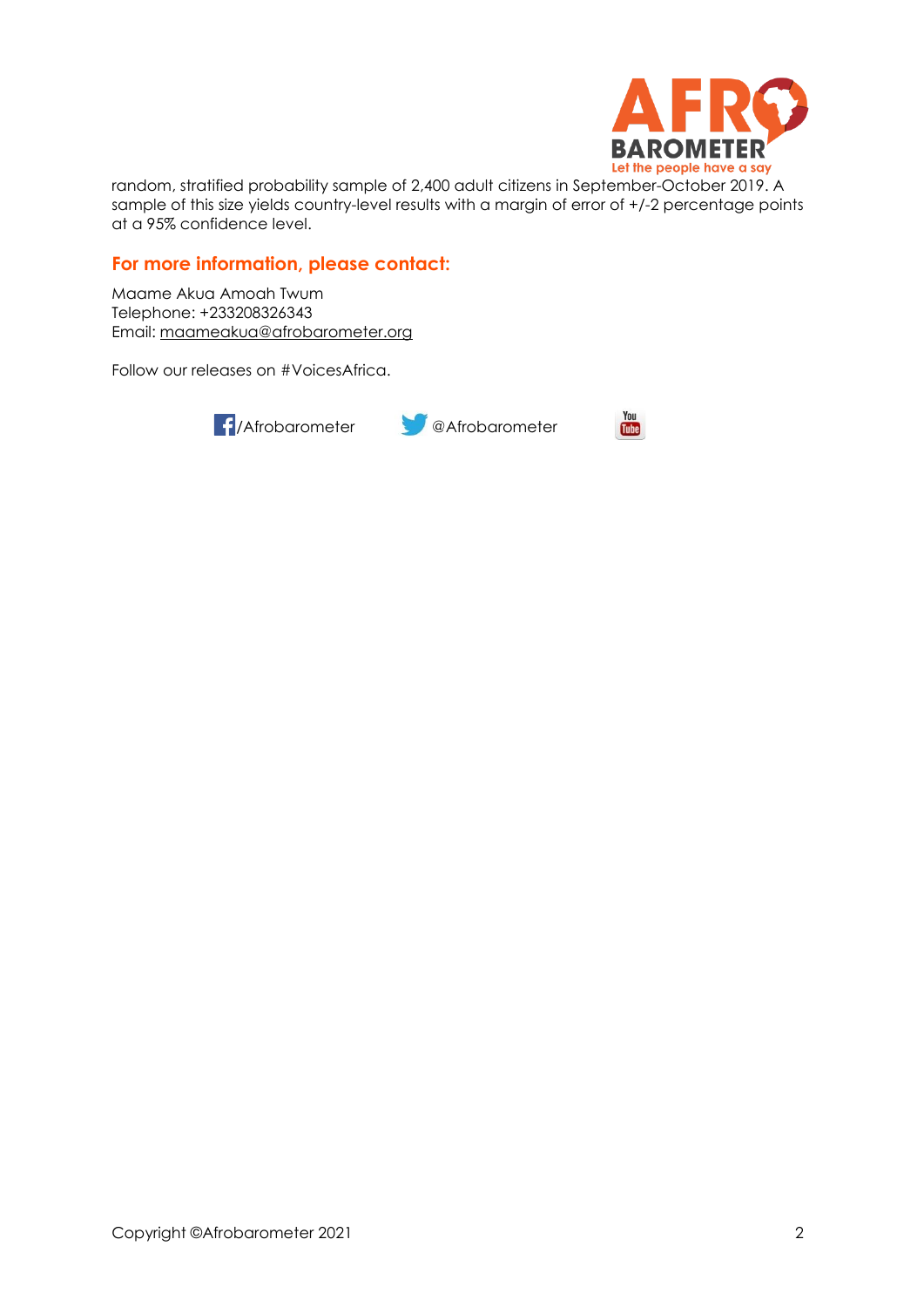random, stratified probability sample of 2,400 adult citizens in September-October 2019. A sample of this size yields country-level results with a margin of error of +/-2 percentage points at a 95% confidence level.

## For more information, please contact:

Maame Akua Amoah Twum
Telephone: +233208326343
Email: maameakua@afrobarometer.org

Follow our releases on #VoicesAfrica.

/Afrobarometer @Afrobarometer